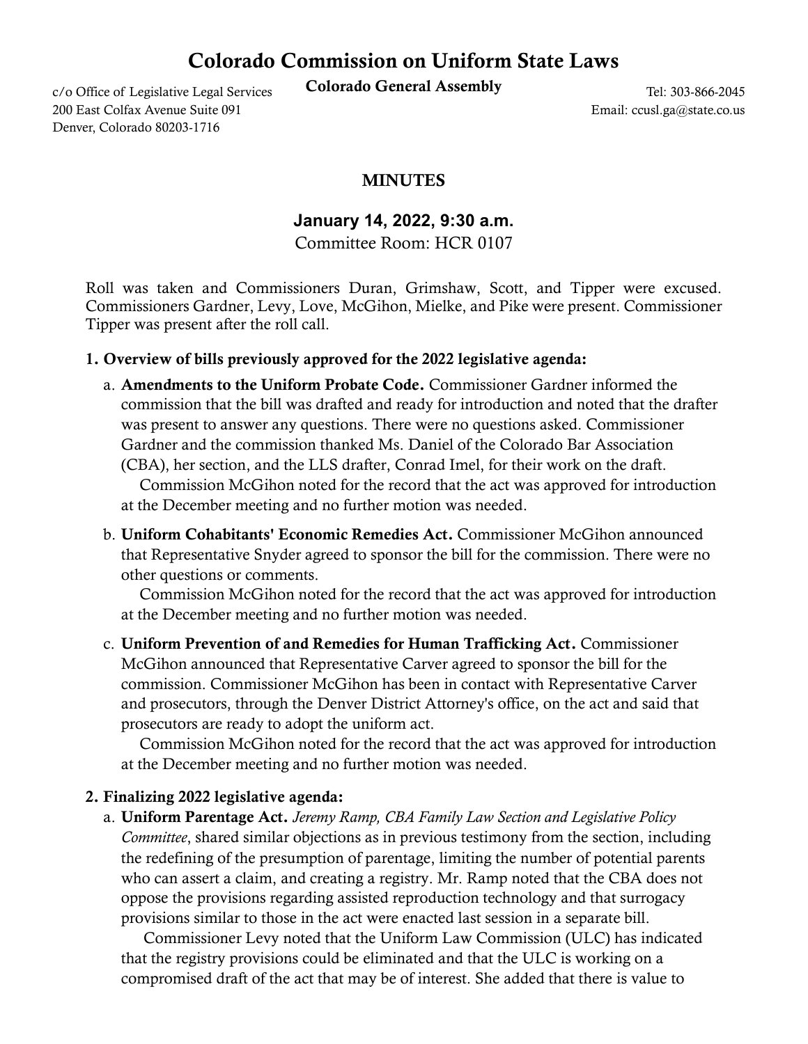# Colorado Commission on Uniform State Laws

**Colorado General Assembly**

c/o Office of Legislative Legal Services
200 East Colfax Avenue Suite 091
Denver, Colorado 80203-1716

Tel: 303-866-2045
Email: ccusl.ga@state.co.us

## MINUTES

### January 14, 2022, 9:30 a.m.

Committee Room: HCR 0107

Roll was taken and Commissioners Duran, Grimshaw, Scott, and Tipper were excused. Commissioners Gardner, Levy, Love, McGihon, Mielke, and Pike were present. Commissioner Tipper was present after the roll call.

**1. Overview of bills previously approved for the 2022 legislative agenda:**

a. **Amendments to the Uniform Probate Code.** Commissioner Gardner informed the commission that the bill was drafted and ready for introduction and noted that the drafter was present to answer any questions. There were no questions asked. Commissioner Gardner and the commission thanked Ms. Daniel of the Colorado Bar Association (CBA), her section, and the LLS drafter, Conrad Imel, for their work on the draft.

Commission McGihon noted for the record that the act was approved for introduction at the December meeting and no further motion was needed.

b. **Uniform Cohabitants' Economic Remedies Act.** Commissioner McGihon announced that Representative Snyder agreed to sponsor the bill for the commission. There were no other questions or comments.

Commission McGihon noted for the record that the act was approved for introduction at the December meeting and no further motion was needed.

c. **Uniform Prevention of and Remedies for Human Trafficking Act.** Commissioner McGihon announced that Representative Carver agreed to sponsor the bill for the commission. Commissioner McGihon has been in contact with Representative Carver and prosecutors, through the Denver District Attorney's office, on the act and said that prosecutors are ready to adopt the uniform act.

Commission McGihon noted for the record that the act was approved for introduction at the December meeting and no further motion was needed.

**2. Finalizing 2022 legislative agenda:**

a. **Uniform Parentage Act.** *Jeremy Ramp, CBA Family Law Section and Legislative Policy Committee*, shared similar objections as in previous testimony from the section, including the redefining of the presumption of parentage, limiting the number of potential parents who can assert a claim, and creating a registry. Mr. Ramp noted that the CBA does not oppose the provisions regarding assisted reproduction technology and that surrogacy provisions similar to those in the act were enacted last session in a separate bill.

Commissioner Levy noted that the Uniform Law Commission (ULC) has indicated that the registry provisions could be eliminated and that the ULC is working on a compromised draft of the act that may be of interest. She added that there is value to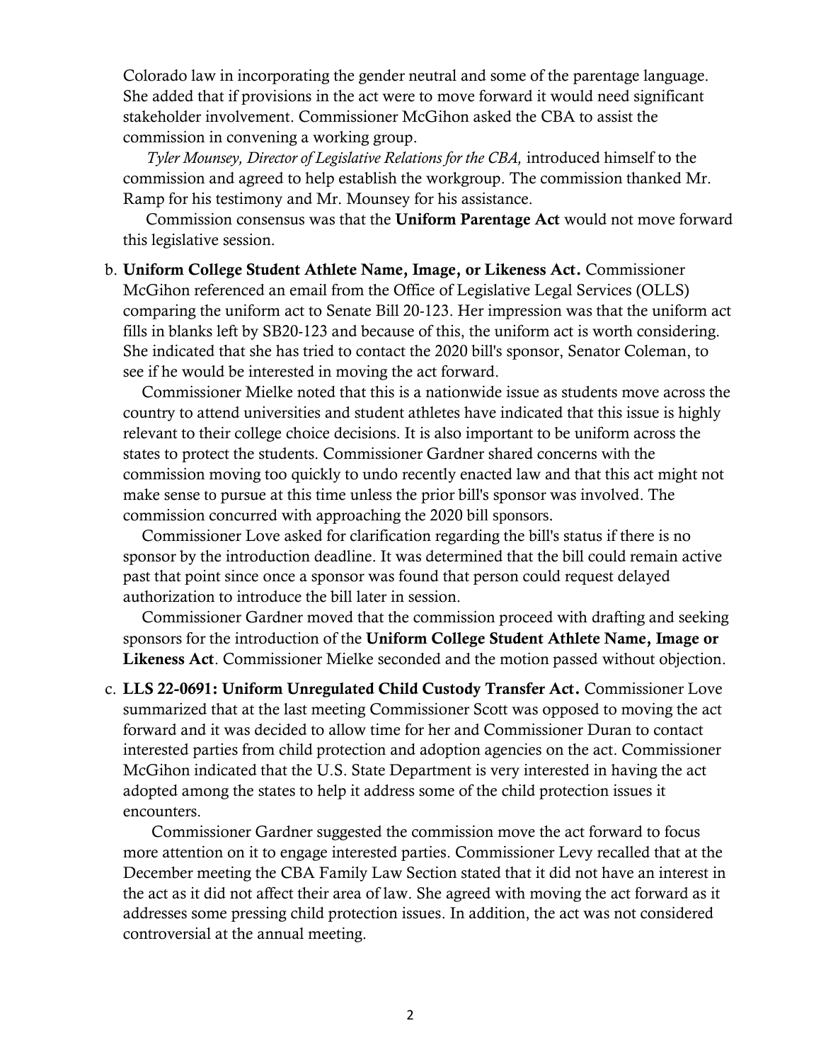Colorado law in incorporating the gender neutral and some of the parentage language. She added that if provisions in the act were to move forward it would need significant stakeholder involvement. Commissioner McGihon asked the CBA to assist the commission in convening a working group.

*Tyler Mounsey, Director of Legislative Relations for the CBA,* introduced himself to the commission and agreed to help establish the workgroup. The commission thanked Mr. Ramp for his testimony and Mr. Mounsey for his assistance.

Commission consensus was that the **Uniform Parentage Act** would not move forward this legislative session.

b. **Uniform College Student Athlete Name, Image, or Likeness Act.** Commissioner McGihon referenced an email from the Office of Legislative Legal Services (OLLS) comparing the uniform act to Senate Bill 20-123. Her impression was that the uniform act fills in blanks left by SB20-123 and because of this, the uniform act is worth considering. She indicated that she has tried to contact the 2020 bill's sponsor, Senator Coleman, to see if he would be interested in moving the act forward.

Commissioner Mielke noted that this is a nationwide issue as students move across the country to attend universities and student athletes have indicated that this issue is highly relevant to their college choice decisions. It is also important to be uniform across the states to protect the students. Commissioner Gardner shared concerns with the commission moving too quickly to undo recently enacted law and that this act might not make sense to pursue at this time unless the prior bill's sponsor was involved. The commission concurred with approaching the 2020 bill sponsors.

Commissioner Love asked for clarification regarding the bill's status if there is no sponsor by the introduction deadline. It was determined that the bill could remain active past that point since once a sponsor was found that person could request delayed authorization to introduce the bill later in session.

Commissioner Gardner moved that the commission proceed with drafting and seeking sponsors for the introduction of the **Uniform College Student Athlete Name, Image or Likeness Act**. Commissioner Mielke seconded and the motion passed without objection.

c. **LLS 22-0691: Uniform Unregulated Child Custody Transfer Act.** Commissioner Love summarized that at the last meeting Commissioner Scott was opposed to moving the act forward and it was decided to allow time for her and Commissioner Duran to contact interested parties from child protection and adoption agencies on the act. Commissioner McGihon indicated that the U.S. State Department is very interested in having the act adopted among the states to help it address some of the child protection issues it encounters.

Commissioner Gardner suggested the commission move the act forward to focus more attention on it to engage interested parties. Commissioner Levy recalled that at the December meeting the CBA Family Law Section stated that it did not have an interest in the act as it did not affect their area of law. She agreed with moving the act forward as it addresses some pressing child protection issues. In addition, the act was not considered controversial at the annual meeting.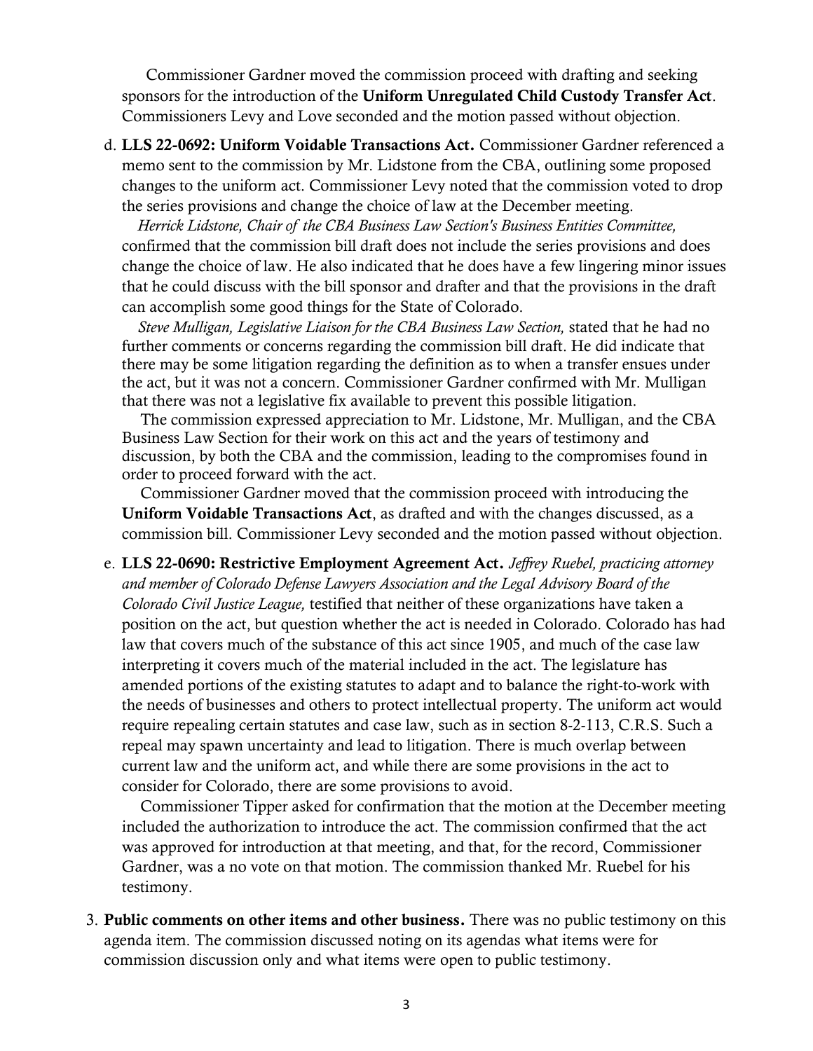Commissioner Gardner moved the commission proceed with drafting and seeking sponsors for the introduction of the **Uniform Unregulated Child Custody Transfer Act**. Commissioners Levy and Love seconded and the motion passed without objection.

d. **LLS 22-0692: Uniform Voidable Transactions Act.** Commissioner Gardner referenced a memo sent to the commission by Mr. Lidstone from the CBA, outlining some proposed changes to the uniform act. Commissioner Levy noted that the commission voted to drop the series provisions and change the choice of law at the December meeting.

*Herrick Lidstone, Chair of the CBA Business Law Section's Business Entities Committee,* confirmed that the commission bill draft does not include the series provisions and does change the choice of law. He also indicated that he does have a few lingering minor issues that he could discuss with the bill sponsor and drafter and that the provisions in the draft can accomplish some good things for the State of Colorado.

*Steve Mulligan, Legislative Liaison for the CBA Business Law Section,* stated that he had no further comments or concerns regarding the commission bill draft. He did indicate that there may be some litigation regarding the definition as to when a transfer ensues under the act, but it was not a concern. Commissioner Gardner confirmed with Mr. Mulligan that there was not a legislative fix available to prevent this possible litigation.

The commission expressed appreciation to Mr. Lidstone, Mr. Mulligan, and the CBA Business Law Section for their work on this act and the years of testimony and discussion, by both the CBA and the commission, leading to the compromises found in order to proceed forward with the act.

Commissioner Gardner moved that the commission proceed with introducing the **Uniform Voidable Transactions Act**, as drafted and with the changes discussed, as a commission bill. Commissioner Levy seconded and the motion passed without objection.

e. **LLS 22-0690: Restrictive Employment Agreement Act.** *Jeffrey Ruebel, practicing attorney and member of Colorado Defense Lawyers Association and the Legal Advisory Board of the Colorado Civil Justice League,* testified that neither of these organizations have taken a position on the act, but question whether the act is needed in Colorado. Colorado has had law that covers much of the substance of this act since 1905, and much of the case law interpreting it covers much of the material included in the act. The legislature has amended portions of the existing statutes to adapt and to balance the right-to-work with the needs of businesses and others to protect intellectual property. The uniform act would require repealing certain statutes and case law, such as in section 8-2-113, C.R.S. Such a repeal may spawn uncertainty and lead to litigation. There is much overlap between current law and the uniform act, and while there are some provisions in the act to consider for Colorado, there are some provisions to avoid.

Commissioner Tipper asked for confirmation that the motion at the December meeting included the authorization to introduce the act. The commission confirmed that the act was approved for introduction at that meeting, and that, for the record, Commissioner Gardner, was a no vote on that motion. The commission thanked Mr. Ruebel for his testimony.

3. **Public comments on other items and other business.** There was no public testimony on this agenda item. The commission discussed noting on its agendas what items were for commission discussion only and what items were open to public testimony.